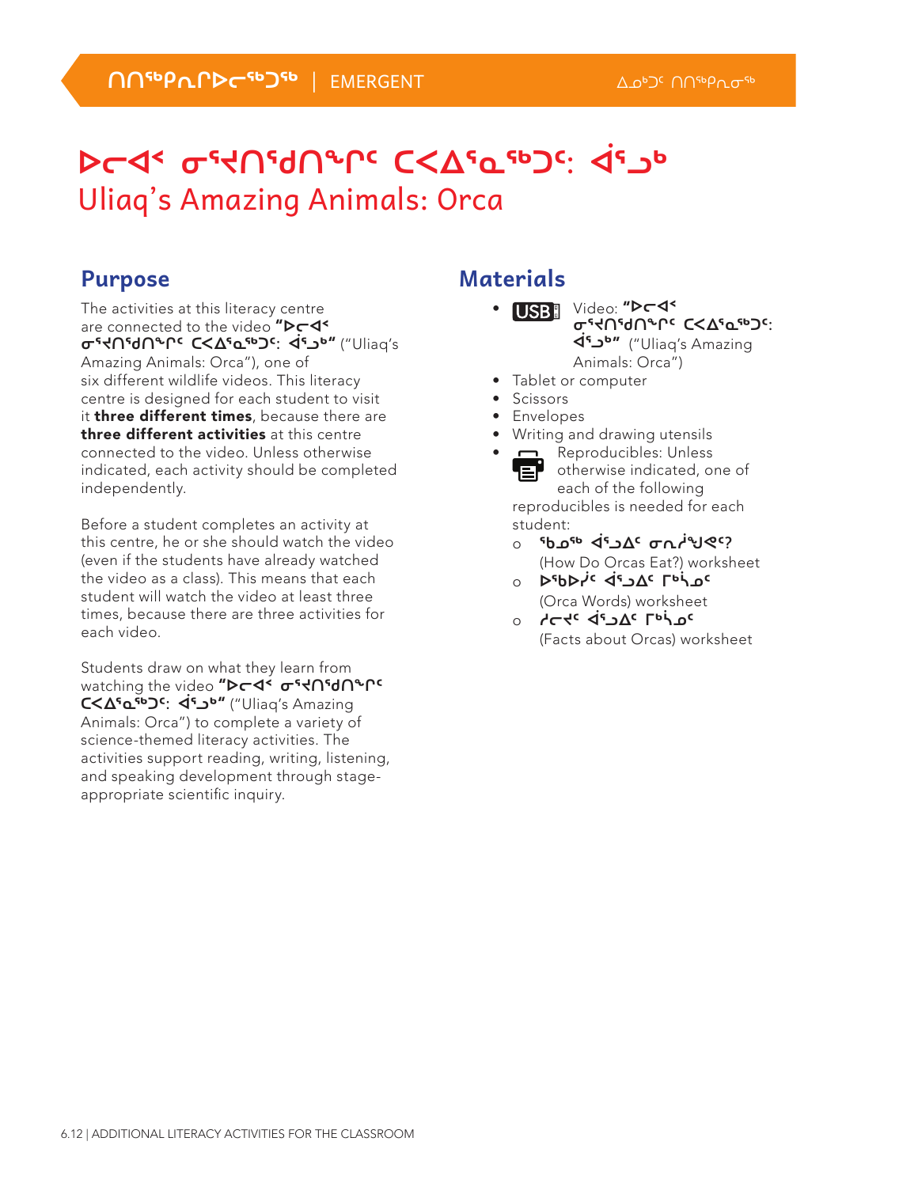# ᐅᓕᐊᑉ ᓂᕐᔪᑎᕐᑯᑎᖏᑦ ᑕᐸᐃᕐᓇᖅᑐᑦ: ᐋᕐᓗᒃ
## Uliaq's Amazing Animals: Orca

### Purpose

The activities at this literacy centre are connected to the video **"ᐅᓕᐊᑉ ᓂᕐᔪᑎᕐᑯᑎᖏᑦ ᑕᐸᐃᕐᓇᖅᑐᑦ: ᐋᕐᓗᒃ"** ("Uliaq's Amazing Animals: Orca"), one of six different wildlife videos. This literacy centre is designed for each student to visit it **three different times**, because there are **three different activities** at this centre connected to the video. Unless otherwise indicated, each activity should be completed independently.

Before a student completes an activity at this centre, he or she should watch the video (even if the students have already watched the video as a class). This means that each student will watch the video at least three times, because there are three activities for each video.

Students draw on what they learn from watching the video **"ᐅᓕᐊᑉ ᓂᕐᔪᑎᕐᑯᑎᖏᑦ ᑕᐸᐃᕐᓇᖅᑐᑦ: ᐋᕐᓗᒃ"** ("Uliaq's Amazing Animals: Orca") to complete a variety of science-themed literacy activities. The activities support reading, writing, listening, and speaking development through stage-appropriate scientific inquiry.

### Materials

- USB Video: **"ᐅᓕᐊᑉ ᓂᕐᔪᑎᕐᑯᑎᖏᑦ ᑕᐸᐃᕐᓇᖅᑐᑦ: ᐋᕐᓗᒃ"** ("Uliaq's Amazing Animals: Orca")
- Tablet or computer
- Scissors
- Envelopes
- Writing and drawing utensils
- Reproducibles: Unless otherwise indicated, one of each of the following reproducibles is needed for each student:
  - **ᖃᓄᖅ ᐋᕐᓗᐃᑦ ᓂᕆᓲᖑᕙᑦ?** (How Do Orcas Eat?) worksheet
  - **ᐅᖃᐅᓯᑦ ᐋᕐᓗᐃᑦ ᒥᒃᓵᓄᑦ** (Orca Words) worksheet
  - **ᓱᓕᔪᑦ ᐋᕐᓗᐃᑦ ᒥᒃᓵᓄᑦ** (Facts about Orcas) worksheet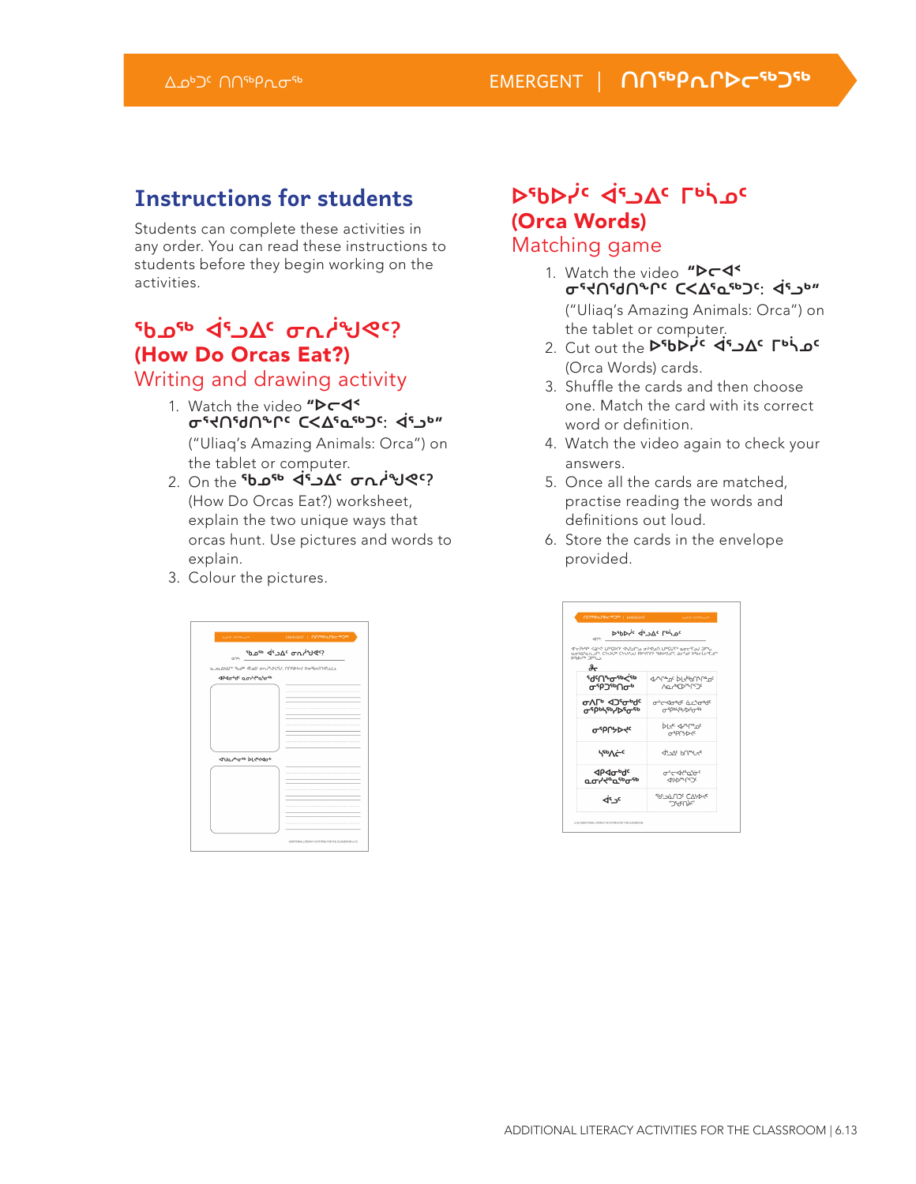## Instructions for students

Students can complete these activities in any order. You can read these instructions to students before they begin working on the activities.

### ᖃᓄᖅ ᐋᖓᐃᑦ ᓂᕆᔩᕚᑦ?
### (How Do Orcas Eat?)
### Writing and drawing activity

1. Watch the video **"ᐅᓕᐊᑉ ᓂᕐᔪᑎᕐᑎᖏᑦ ᑕᐸᐃᕐᓇᖅᑐᑦ: ᐋᖓᒃ"** ("Uliaq's Amazing Animals: Orca") on the tablet or computer.
2. On the **ᖃᓄᖅ ᐋᖓᐃᑦ ᓂᕆᔩᕚᑦ?** (How Do Orcas Eat?) worksheet, explain the two unique ways that orcas hunt. Use pictures and words to explain.
3. Colour the pictures.

### ᐅᖃᐅᓰᑦ ᐋᖓᐃᑦ ᒥᒃᓵᓄᑦ
### (Orca Words)
### Matching game

1. Watch the video **"ᐅᓕᐊᑉ ᓂᕐᔪᑎᕐᑎᖏᑦ ᑕᐸᐃᕐᓇᖅᑐᑦ: ᐋᖓᒃ"** ("Uliaq's Amazing Animals: Orca") on the tablet or computer.
2. Cut out the **ᐅᖃᐅᓰᑦ ᐋᖓᐃᑦ ᒥᒃᓵᓄᑦ** (Orca Words) cards.
3. Shuffle the cards and then choose one. Match the card with its correct word or definition.
4. Watch the video again to check your answers.
5. Once all the cards are matched, practise reading the words and definitions out loud.
6. Store the cards in the envelope provided.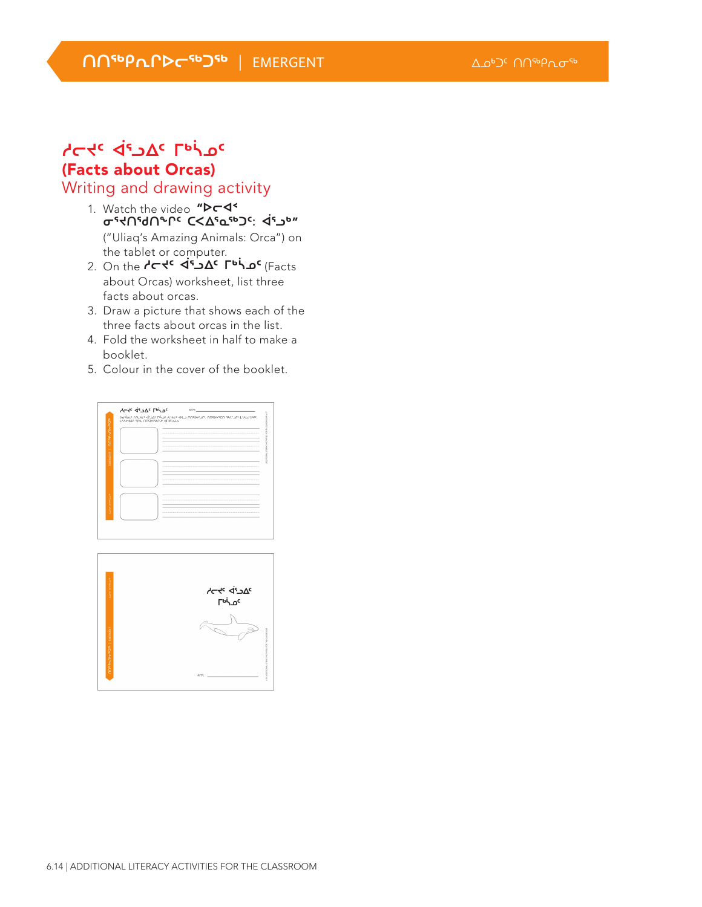## ᓱᓕᔪᑦ ᐋᕐᓗᐃᑦ ᒥᒃᓵᓄᑦ

## (Facts about Orcas)

Writing and drawing activity

1. Watch the video **"ᐅᓕᐊᖅ ᓂᕐᔪᑎᕐᑯᑎᖏᑦ ᑕᑉᐱᕐᓇᖅᑐᑦ: ᐋᕐᓗᒃ"** ("Uliaq's Amazing Animals: Orca") on the tablet or computer.
2. On the **ᓱᓕᔪᑦ ᐋᕐᓗᐃᑦ ᒥᒃᓵᓄᑦ** (Facts about Orcas) worksheet, list three facts about orcas.
3. Draw a picture that shows each of the three facts about orcas in the list.
4. Fold the worksheet in half to make a booklet.
5. Colour in the cover of the booklet.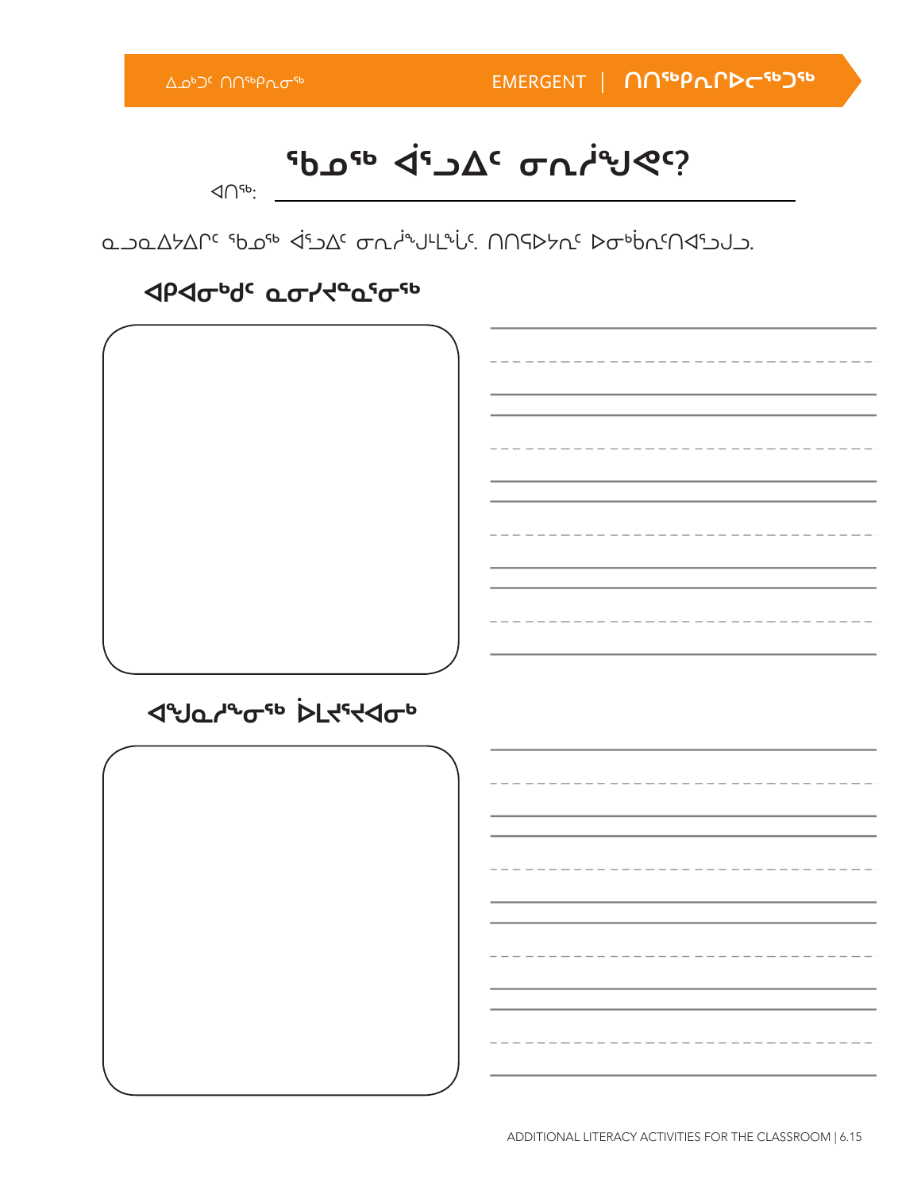# ᖃᓄᖅ ᐋᕐᓗᐃᑦ ᓂᕆᓲᖑᕙᑦ?

ᐊᑎᖅ: ______________________________

ᓇᓗᓇᐃᓯᐃᒋᑦ ᖃᓄᖅ ᐋᕐᓗᐃᑦ ᓂᕆᓲᖑᒻᒪᖔᑦ. ᑎᑎᕋᐅᓯᖕᑦ ᐅᓂᒃᑳᖕᑎᐊᕐᓗᒍ.

## ᐊᑭᐊᓂᒃᑯᑦ ᓇᓂᓯᐊᓇᕐᓂᖅ

## ᐊᖑᓇᓱᖕᓂᖅ ᐆᒪᔪᕐᔪᐊᓂᒃ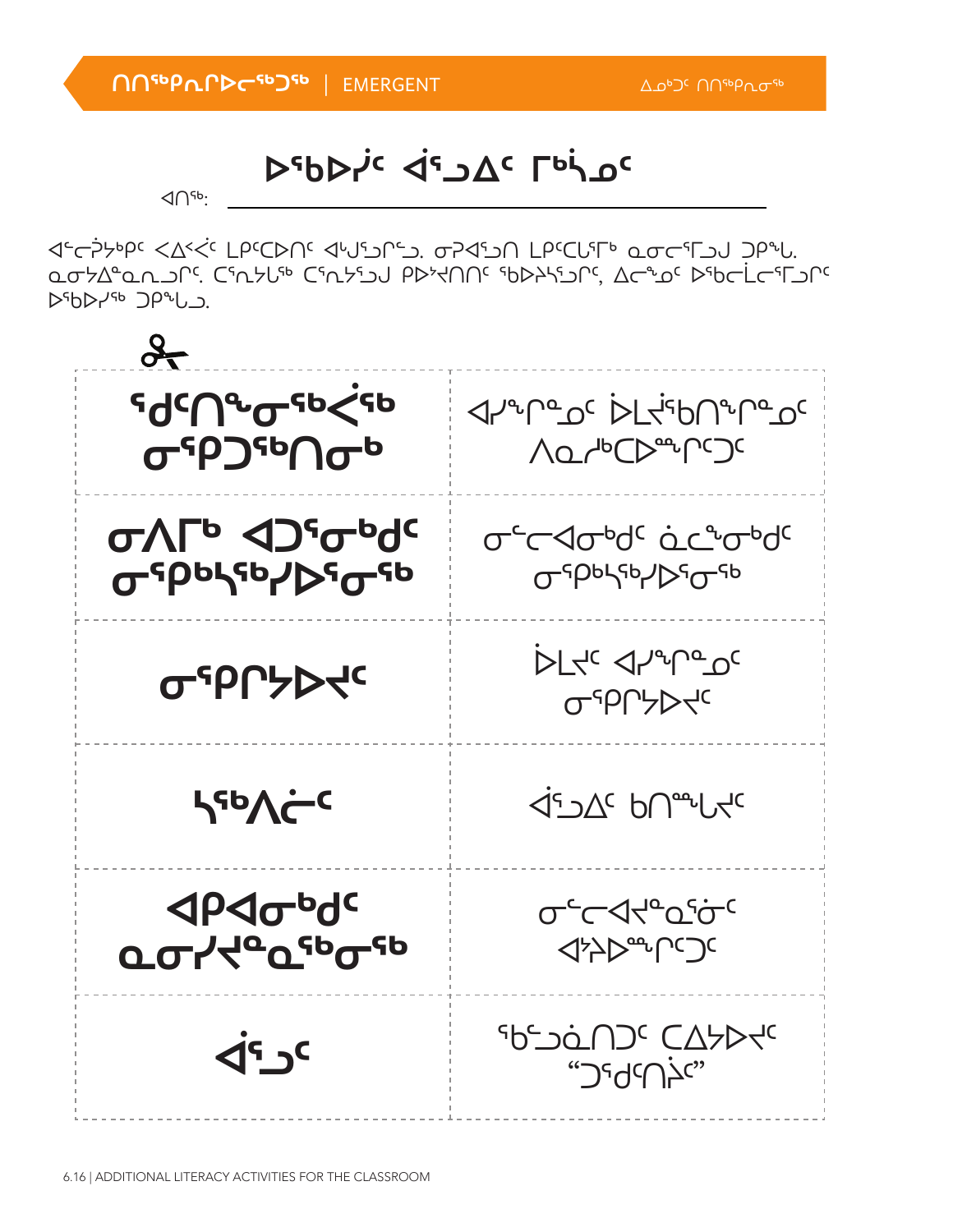# ᐅᖃᐅᓰᑦ ᐋᕐᓗᐃᑦ ᒥᒃᓵᓄᑦ

ᐊᑎᖅ: ______________________________

ᐊᓪᓚᕈᓯᒃᑭᑦ ᐸᐃᑉᐹᑦ ᒪᑭᑦᑕᐅᑎᑦ ᐊᒡᒍᕐᓗᒋᓪᓗ. ᓂᕈᐊᕐᓗᑎ ᒪᑭᑦᑕᒐᕐᒥᒃ ᓇᓂᓪᓕᕐᒥᓗᒍ ᑐᑭᖓ. ᓇᓂᔭᐃᓐᓇᓗᒋᑦ. ᑕᕐᕆᔭᒐᖅ ᑕᕐᕆᔭᕐᓗᒍ ᑭᐅᔪᑎᑦ ᖃᐅᔨᕐᓗᒋᑦ, ᐃᓕᓐᓄᑦ ᐅᖃᓪᓚᒪᓕᕐᒥᓗᒋᑦ ᐅᖃᐅᓯᖅ ᑐᑭᖓᓗ.

| | |
|---|---|
| **ᖁᑦᑎᓐᓂᖅᑳᖅ ᓂᕿᑐᖅᑎᓂᒃ** | ᐊᓯᖏᓐᓄᑦ ᐆᒪᔫᖃᑎᖏᓐᓄᑦ ᐱᓇᓱᒃᑕᐅᙱᑦᑐᑦ |
| **ᓂᐱᒥᒃ ᐊᑐᕐᓂᒃᑯᑦ ᓂᕿᒃᓴᖅᓯᐅᕐᓂᖅ** | ᓂᓪᓕᐊᓂᒃᑯᑦ ᓈᓚᖕᓂᒃᑯᑦ ᓂᕿᒃᓴᖅᓯᐅᕐᓂᖅ |
| **ᓂᕿᒥᔭᐅᔪᑦ** | ᐆᒪᔪᑦ ᐊᓯᖏᓐᓄᑦ ᓂᕿᒥᔭᐅᔪᑦ |
| **ᓴᖅᐱᓚᑦ** | ᐋᕐᓗᐃᑦ ᑲᑎᙵᔪᑦ |
| **ᐊᑭᐊᓂᒃᑯᑦ ᓇᓂᓯᔪᓐᓇᖅᓂᖅ** | ᓂᓪᓕᐊᔪᓐᓇᕐᓃᑦ ᐊᔾᔨᐅᙱᑦᑐᑦ |
| **ᐋᕐᓗᑦ** | ᖃᓪᓗᓈᑎᑐᑦ ᑕᐃᔭᐅᔪᑦ "ᑐᕐᑯᑎᓗᑦ" |

ᐃᓄᒃᑐᑦ ᑎᑎᖅᑭᓂᖅ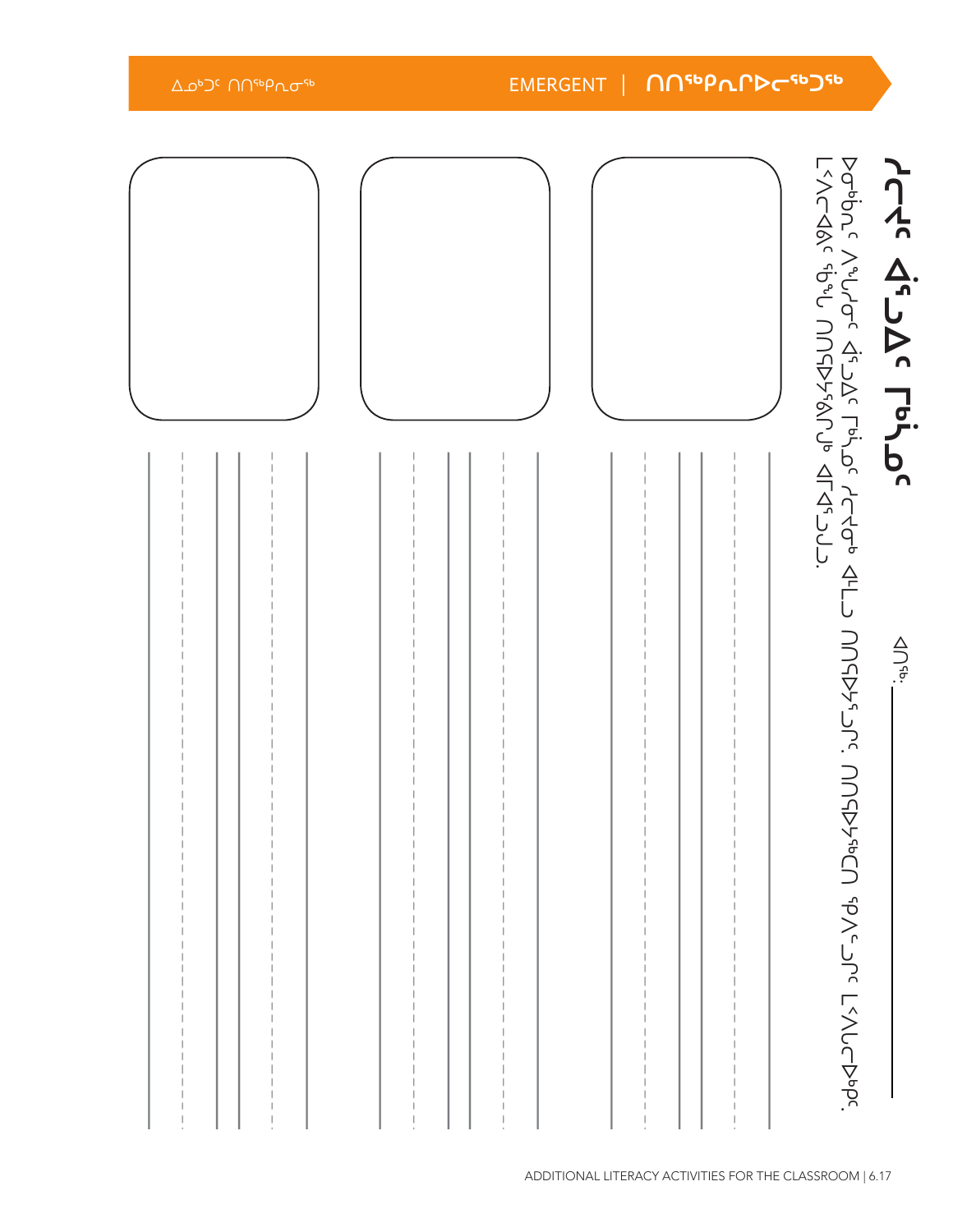# ᓯᓚᓯᐅᑦ ᐃᓯᕐᕕᖏᑦ ᒥᒃᓵᓂ

ᐊᑎᖅ: ____________________

ᐅᓂᒃᑳᕐᓂᑦ ᐱᓯᒪᔪᑦ ᐃᓯᕐᕕᑦ ᒥᒃᓵᓄᑦ ᓯᓚᓯᐅᓂᒃ ᐃᓚᒌᓪᓗ ᑎᑎᕋᐅᔭᕐᓗᒋᑦ ᑕᕝᕙᓂ ᑕᐅᑐᕆᔭᐅᔪᑦ ᐱᒋᐊᕆᓪᓗᒍ ᓇᒧᑦ ᒪᓕᒃᓯᒪᔪᑦ ᐃᓯᕐᕕᒃ ᑎᑎᕋᐅᔭᕐᓗᒋᑦ ᐃᓚᖏᑦ ᐅᖃᐅᓯᖏᓪᓗ ᑎᑎᕋᕐᓗᒋᑦ.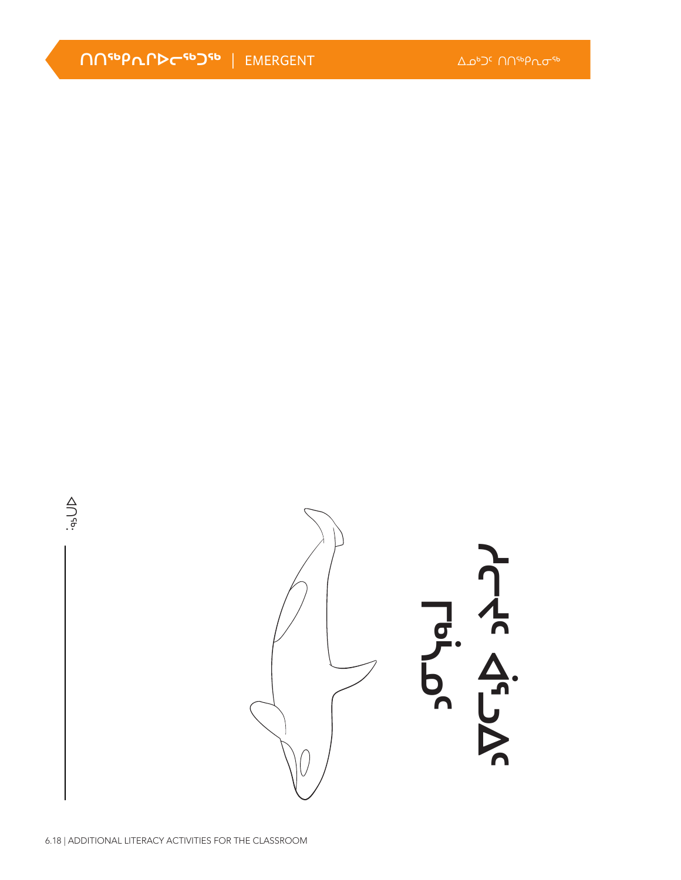ᐊᑎᖅ: \_\_\_\_\_\_\_\_\_\_\_\_\_\_\_\_\_\_\_\_

ᐅᑕᐃᓐᓇᖅ ᓯᓐᓂᓯ

ᐋᕐᓗᒥᒃ